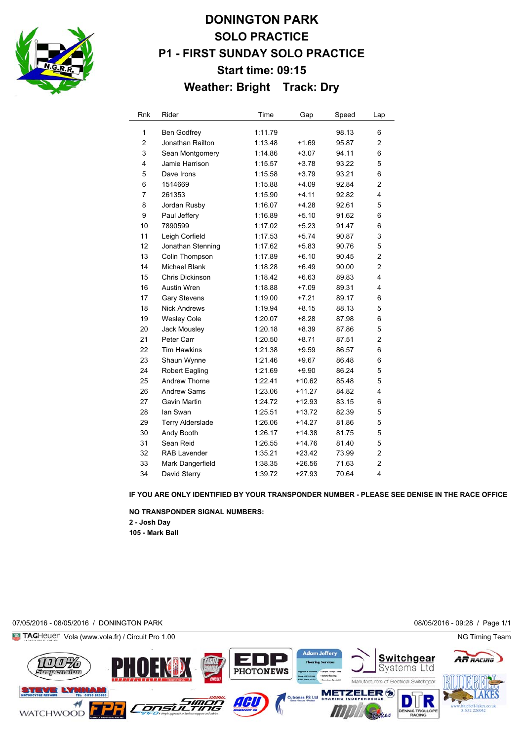# DONINGTON PARK

## SOLO PRACTICE

## P1 - FIRST SUNDAY SOLO PRACTICE

### Start time: 09:15

### Weather: Bright    Track: Dry

| Rnk | Rider | Time | Gap | Speed | Lap |
|---|---|---|---|---|---|
| 1 | Ben Godfrey | 1:11.79 | | 98.13 | 6 |
| 2 | Jonathan Railton | 1:13.48 | +1.69 | 95.87 | 2 |
| 3 | Sean Montgomery | 1:14.86 | +3.07 | 94.11 | 6 |
| 4 | Jamie Harrison | 1:15.57 | +3.78 | 93.22 | 5 |
| 5 | Dave Irons | 1:15.58 | +3.79 | 93.21 | 6 |
| 6 | 1514669 | 1:15.88 | +4.09 | 92.84 | 2 |
| 7 | 261353 | 1:15.90 | +4.11 | 92.82 | 4 |
| 8 | Jordan Rusby | 1:16.07 | +4.28 | 92.61 | 5 |
| 9 | Paul Jeffery | 1:16.89 | +5.10 | 91.62 | 6 |
| 10 | 7890599 | 1:17.02 | +5.23 | 91.47 | 6 |
| 11 | Leigh Corfield | 1:17.53 | +5.74 | 90.87 | 3 |
| 12 | Jonathan Stenning | 1:17.62 | +5.83 | 90.76 | 5 |
| 13 | Colin Thompson | 1:17.89 | +6.10 | 90.45 | 2 |
| 14 | Michael Blank | 1:18.28 | +6.49 | 90.00 | 2 |
| 15 | Chris Dickinson | 1:18.42 | +6.63 | 89.83 | 4 |
| 16 | Austin Wren | 1:18.88 | +7.09 | 89.31 | 4 |
| 17 | Gary Stevens | 1:19.00 | +7.21 | 89.17 | 6 |
| 18 | Nick Andrews | 1:19.94 | +8.15 | 88.13 | 5 |
| 19 | Wesley Cole | 1:20.07 | +8.28 | 87.98 | 6 |
| 20 | Jack Mousley | 1:20.18 | +8.39 | 87.86 | 5 |
| 21 | Peter Carr | 1:20.50 | +8.71 | 87.51 | 2 |
| 22 | Tim Hawkins | 1:21.38 | +9.59 | 86.57 | 6 |
| 23 | Shaun Wynne | 1:21.46 | +9.67 | 86.48 | 6 |
| 24 | Robert Eagling | 1:21.69 | +9.90 | 86.24 | 5 |
| 25 | Andrew Thorne | 1:22.41 | +10.62 | 85.48 | 5 |
| 26 | Andrew Sams | 1:23.06 | +11.27 | 84.82 | 4 |
| 27 | Gavin Martin | 1:24.72 | +12.93 | 83.15 | 6 |
| 28 | Ian Swan | 1:25.51 | +13.72 | 82.39 | 5 |
| 29 | Terry Alderslade | 1:26.06 | +14.27 | 81.86 | 5 |
| 30 | Andy Booth | 1:26.17 | +14.38 | 81.75 | 5 |
| 31 | Sean Reid | 1:26.55 | +14.76 | 81.40 | 5 |
| 32 | RAB Lavender | 1:35.21 | +23.42 | 73.99 | 2 |
| 33 | Mark Dangerfield | 1:38.35 | +26.56 | 71.63 | 2 |
| 34 | David Sterry | 1:39.72 | +27.93 | 70.64 | 4 |

**IF YOU ARE ONLY IDENTIFIED BY YOUR TRANSPONDER NUMBER - PLEASE SEE DENISE IN THE RACE OFFICE**

**NO TRANSPONDER SIGNAL NUMBERS:**
**2 - Josh Day**
**105 - Mark Ball**

07/05/2016 - 08/05/2016 / DONINGTON PARK    08/05/2016 - 09:28

TAGHeuer Vola (www.vola.fr) / Circuit Pro 1.00    NG Timing Team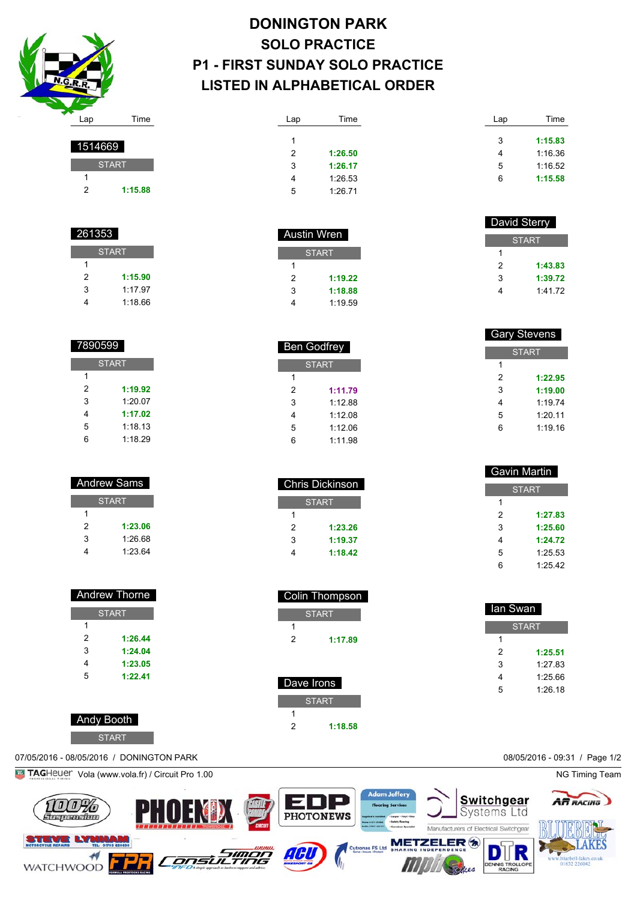# DONINGTON PARK
## SOLO PRACTICE
## P1 - FIRST SUNDAY SOLO PRACTICE
## LISTED IN ALPHABETICAL ORDER

### 1514669

| Lap | Time |
|---|---|
| START | |
| 1 | |
| 2 | **1:15.88** |

### 261353

| Lap | Time |
|---|---|
| START | |
| 1 | |
| 2 | **1:15.90** |
| 3 | 1:17.97 |
| 4 | 1:18.66 |

### 7890599

| Lap | Time |
|---|---|
| START | |
| 1 | |
| 2 | **1:19.92** |
| 3 | 1:20.07 |
| 4 | **1:17.02** |
| 5 | 1:18.13 |
| 6 | 1:18.29 |

### Andrew Sams

| Lap | Time |
|---|---|
| START | |
| 1 | |
| 2 | **1:23.06** |
| 3 | 1:26.68 |
| 4 | 1:23.64 |

### Andrew Thorne

| Lap | Time |
|---|---|
| START | |
| 1 | |
| 2 | **1:26.44** |
| 3 | **1:24.04** |
| 4 | **1:23.05** |
| 5 | **1:22.41** |

### Andy Booth

| Lap | Time |
|---|---|
| START | |
| 1 | |
| 2 | **1:26.50** |
| 3 | **1:26.17** |
| 4 | 1:26.53 |
| 5 | 1:26.71 |

### Austin Wren

| Lap | Time |
|---|---|
| START | |
| 1 | |
| 2 | **1:19.22** |
| 3 | **1:18.88** |
| 4 | 1:19.59 |

### Ben Godfrey

| Lap | Time |
|---|---|
| START | |
| 1 | |
| 2 | **1:11.79** |
| 3 | 1:12.88 |
| 4 | 1:12.08 |
| 5 | 1:12.06 |
| 6 | 1:11.98 |

### Chris Dickinson

| Lap | Time |
|---|---|
| START | |
| 1 | |
| 2 | **1:23.26** |
| 3 | **1:19.37** |
| 4 | **1:18.42** |

### Colin Thompson

| Lap | Time |
|---|---|
| START | |
| 1 | |
| 2 | **1:17.89** |

### Dave Irons

| Lap | Time |
|---|---|
| START | |
| 1 | |
| 2 | **1:18.58** |
| 3 | **1:15.83** |
| 4 | 1:16.36 |
| 5 | 1:16.52 |
| 6 | **1:15.58** |

### David Sterry

| Lap | Time |
|---|---|
| START | |
| 1 | |
| 2 | **1:43.83** |
| 3 | **1:39.72** |
| 4 | 1:41.72 |

### Gary Stevens

| Lap | Time |
|---|---|
| START | |
| 1 | |
| 2 | **1:22.95** |
| 3 | **1:19.00** |
| 4 | 1:19.74 |
| 5 | 1:20.11 |
| 6 | 1:19.16 |

### Gavin Martin

| Lap | Time |
|---|---|
| START | |
| 1 | |
| 2 | **1:27.83** |
| 3 | **1:25.60** |
| 4 | **1:24.72** |
| 5 | 1:25.53 |
| 6 | 1:25.42 |

### Ian Swan

| Lap | Time |
|---|---|
| START | |
| 1 | |
| 2 | **1:25.51** |
| 3 | 1:27.83 |
| 4 | 1:25.66 |
| 5 | 1:26.18 |

07/05/2016 - 08/05/2016 / DONINGTON PARK

08/05/2016 - 09:31

TAGHeuer Vola (www.vola.fr) / Circuit Pro 1.00

NG Timing Team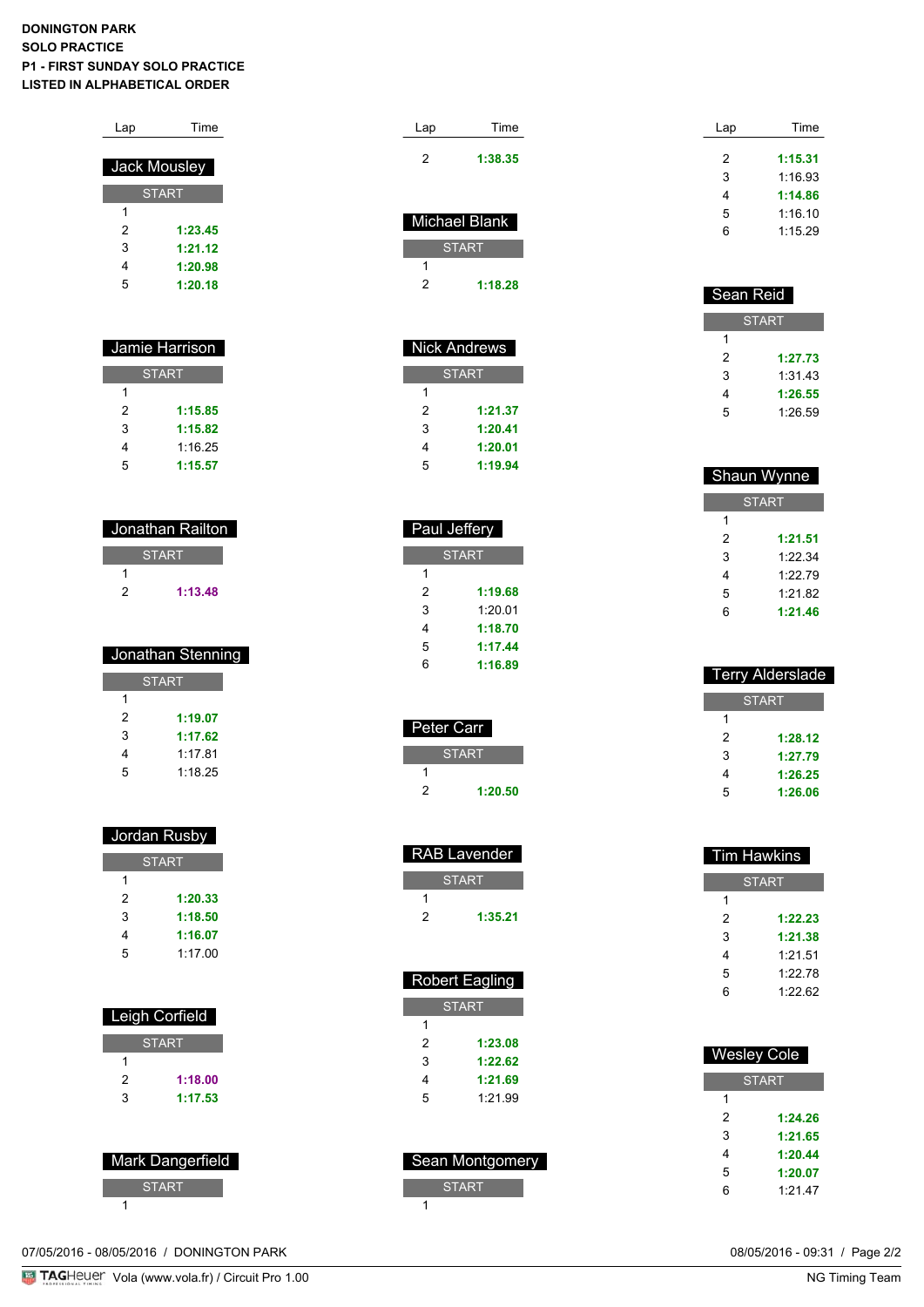**DONINGTON PARK**
**SOLO PRACTICE**
**P1 - FIRST SUNDAY SOLO PRACTICE**
**LISTED IN ALPHABETICAL ORDER**

### Jack Mousley

| Lap | Time |
|---|---|
| START | |
| 1 | |
| 2 | 1:23.45 |
| 3 | 1:21.12 |
| 4 | 1:20.98 |
| 5 | 1:20.18 |

### Jamie Harrison

| Lap | Time |
|---|---|
| START | |
| 1 | |
| 2 | 1:15.85 |
| 3 | 1:15.82 |
| 4 | 1:16.25 |
| 5 | 1:15.57 |

### Jonathan Railton

| Lap | Time |
|---|---|
| START | |
| 1 | |
| 2 | 1:13.48 |

### Jonathan Stenning

| Lap | Time |
|---|---|
| START | |
| 1 | |
| 2 | 1:19.07 |
| 3 | 1:17.62 |
| 4 | 1:17.81 |
| 5 | 1:18.25 |

### Jordan Rusby

| Lap | Time |
|---|---|
| START | |
| 1 | |
| 2 | 1:20.33 |
| 3 | 1:18.50 |
| 4 | 1:16.07 |
| 5 | 1:17.00 |

### Leigh Corfield

| Lap | Time |
|---|---|
| START | |
| 1 | |
| 2 | 1:18.00 |
| 3 | 1:17.53 |

### Mark Dangerfield

| Lap | Time |
|---|---|
| START | |
| 1 | |
| 2 | 1:38.35 |

### Michael Blank

| Lap | Time |
|---|---|
| START | |
| 1 | |
| 2 | 1:18.28 |

### Nick Andrews

| Lap | Time |
|---|---|
| START | |
| 1 | |
| 2 | 1:21.37 |
| 3 | 1:20.41 |
| 4 | 1:20.01 |
| 5 | 1:19.94 |

### Paul Jeffery

| Lap | Time |
|---|---|
| START | |
| 1 | |
| 2 | 1:19.68 |
| 3 | 1:20.01 |
| 4 | 1:18.70 |
| 5 | 1:17.44 |
| 6 | 1:16.89 |

### Peter Carr

| Lap | Time |
|---|---|
| START | |
| 1 | |
| 2 | 1:20.50 |

### RAB Lavender

| Lap | Time |
|---|---|
| START | |
| 1 | |
| 2 | 1:35.21 |

### Robert Eagling

| Lap | Time |
|---|---|
| START | |
| 1 | |
| 2 | 1:23.08 |
| 3 | 1:22.62 |
| 4 | 1:21.69 |
| 5 | 1:21.99 |

### Sean Montgomery

| Lap | Time |
|---|---|
| START | |
| 1 | |
| 2 | 1:15.31 |
| 3 | 1:16.93 |
| 4 | 1:14.86 |
| 5 | 1:16.10 |
| 6 | 1:15.29 |

### Sean Reid

| Lap | Time |
|---|---|
| START | |
| 1 | |
| 2 | 1:27.73 |
| 3 | 1:31.43 |
| 4 | 1:26.55 |
| 5 | 1:26.59 |

### Shaun Wynne

| Lap | Time |
|---|---|
| START | |
| 1 | |
| 2 | 1:21.51 |
| 3 | 1:22.34 |
| 4 | 1:22.79 |
| 5 | 1:21.82 |
| 6 | 1:21.46 |

### Terry Alderslade

| Lap | Time |
|---|---|
| START | |
| 1 | |
| 2 | 1:28.12 |
| 3 | 1:27.79 |
| 4 | 1:26.25 |
| 5 | 1:26.06 |

### Tim Hawkins

| Lap | Time |
|---|---|
| START | |
| 1 | |
| 2 | 1:22.23 |
| 3 | 1:21.38 |
| 4 | 1:21.51 |
| 5 | 1:22.78 |
| 6 | 1:22.62 |

### Wesley Cole

| Lap | Time |
|---|---|
| START | |
| 1 | |
| 2 | 1:24.26 |
| 3 | 1:21.65 |
| 4 | 1:20.44 |
| 5 | 1:20.07 |
| 6 | 1:21.47 |

07/05/2016 - 08/05/2016 / DONINGTON PARK — 08/05/2016 - 09:31

TAGHeuer Vola (www.vola.fr) / Circuit Pro 1.00 — NG Timing Team